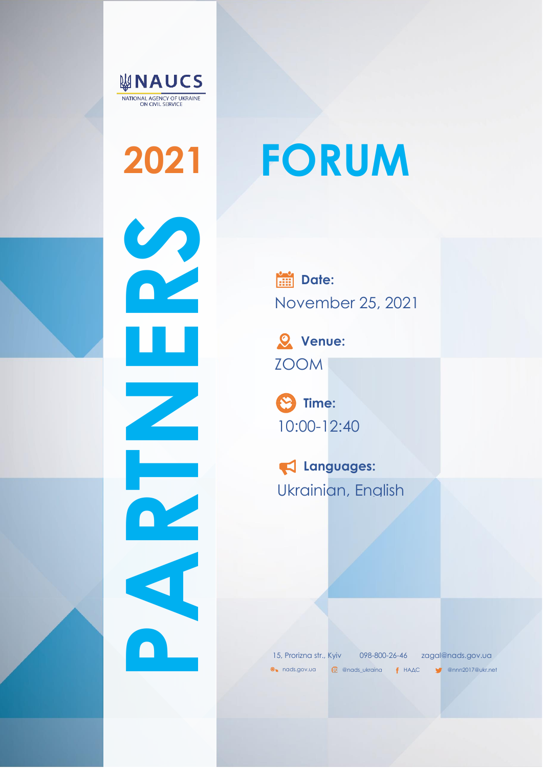NAUCS

NATIONAL AGENCY OF UKRAINE ON CIVIL SERVICE

# 2021 PARTNERS FORUM

**Date:**
November 25, 2021

**Venue:**
ZOOM

**Time:**
10:00-12:40

**Languages:**
Ukrainian, English

15, Prorizna str., Kyiv 098-800-26-46 zagal@nads.gov.ua

nads.gov.ua @nads_ukraina НАДС @nnn2017@ukr.net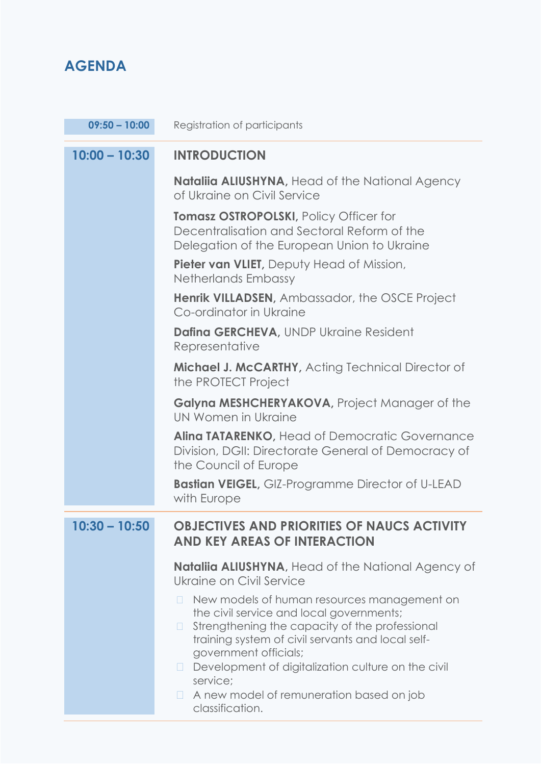# AGENDA

| | |
|---|---|
| **09:50 – 10:00** | Registration of participants |
| **10:00 – 10:30** | **INTRODUCTION**<br><br>**Nataliia ALIUSHYNA,** Head of the National Agency of Ukraine on Civil Service<br><br>**Tomasz OSTROPOLSKI,** Policy Officer for Decentralisation and Sectoral Reform of the Delegation of the European Union to Ukraine<br><br>**Pieter van VLIET,** Deputy Head of Mission, Netherlands Embassy<br><br>**Henrik VILLADSEN,** Ambassador, the OSCE Project Co-ordinator in Ukraine<br><br>**Dafina GERCHEVA,** UNDP Ukraine Resident Representative<br><br>**Michael J. McCARTHY,** Acting Technical Director of the PROTECT Project<br><br>**Galyna MESHCHERYAKOVA,** Project Manager of the UN Women in Ukraine<br><br>**Alina TATARENKO,** Head of Democratic Governance Division, DGII: Directorate General of Democracy of the Council of Europe<br><br>**Bastian VEIGEL,** GIZ-Programme Director of U-LEAD with Europe |
| **10:30 – 10:50** | **OBJECTIVES AND PRIORITIES OF NAUCS ACTIVITY AND KEY AREAS OF INTERACTION**<br><br>**Nataliia ALIUSHYNA,** Head of the National Agency of Ukraine on Civil Service<br><br>- New models of human resources management on the civil service and local governments;<br>- Strengthening the capacity of the professional training system of civil servants and local self-government officials;<br>- Development of digitalization culture on the civil service;<br>- A new model of remuneration based on job classification. |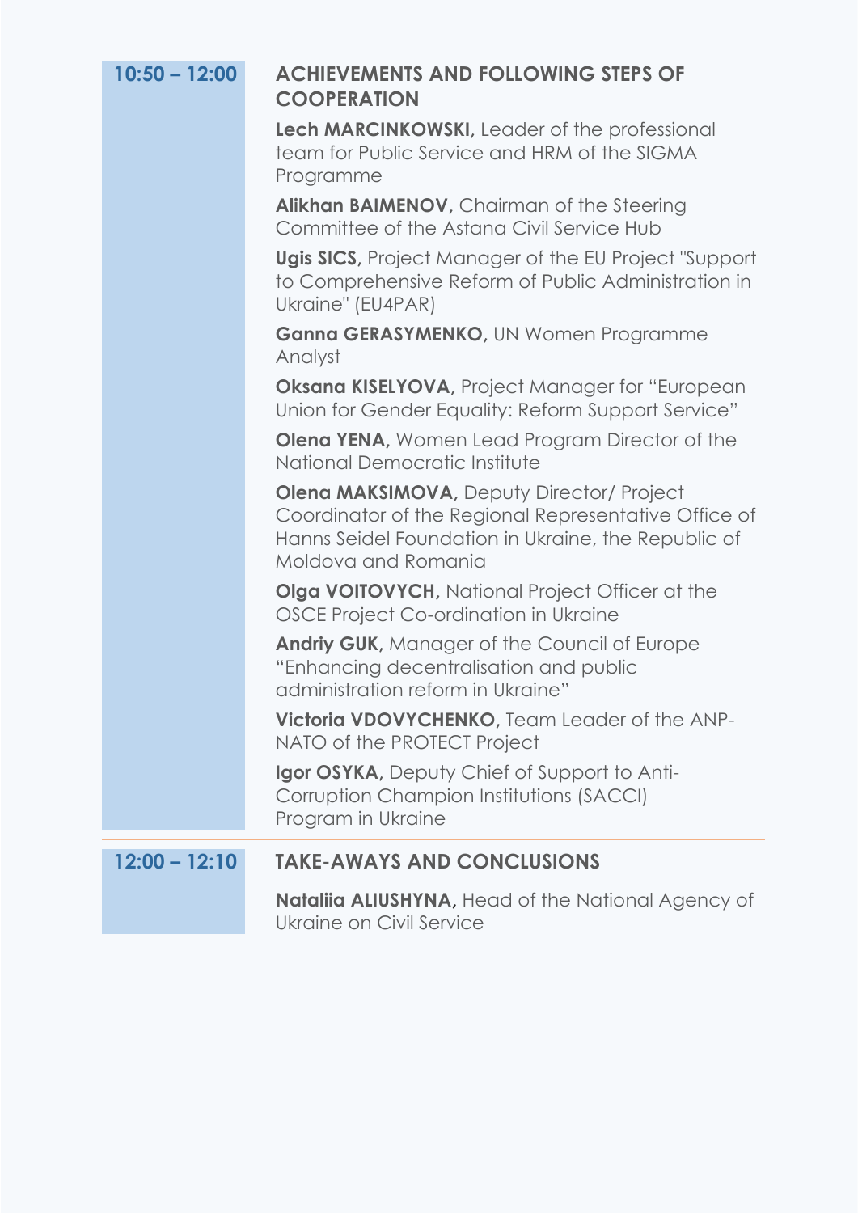**10:50 – 12:00**

## ACHIEVEMENTS AND FOLLOWING STEPS OF COOPERATION

**Lech MARCINKOWSKI,** Leader of the professional team for Public Service and HRM of the SIGMA Programme

**Alikhan BAIMENOV,** Chairman of the Steering Committee of the Astana Civil Service Hub

**Ugis SICS,** Project Manager of the EU Project "Support to Comprehensive Reform of Public Administration in Ukraine" (EU4PAR)

**Ganna GERASYMENKO,** UN Women Programme Analyst

**Oksana KISELYOVA,** Project Manager for "European Union for Gender Equality: Reform Support Service"

**Olena YENA,** Women Lead Program Director of the National Democratic Institute

**Olena MAKSIMOVA,** Deputy Director/ Project Coordinator of the Regional Representative Office of Hanns Seidel Foundation in Ukraine, the Republic of Moldova and Romania

**Olga VOITOVYCH,** National Project Officer at the OSCE Project Co-ordination in Ukraine

**Andriy GUK,** Manager of the Council of Europe "Enhancing decentralisation and public administration reform in Ukraine"

**Victoria VDOVYCHENKO,** Team Leader of the ANP-NATO of the PROTECT Project

**Igor OSYKA,** Deputy Chief of Support to Anti-Corruption Champion Institutions (SACCI) Program in Ukraine

---

**12:00 – 12:10**

## TAKE-AWAYS AND CONCLUSIONS

**Nataliia ALIUSHYNA,** Head of the National Agency of Ukraine on Civil Service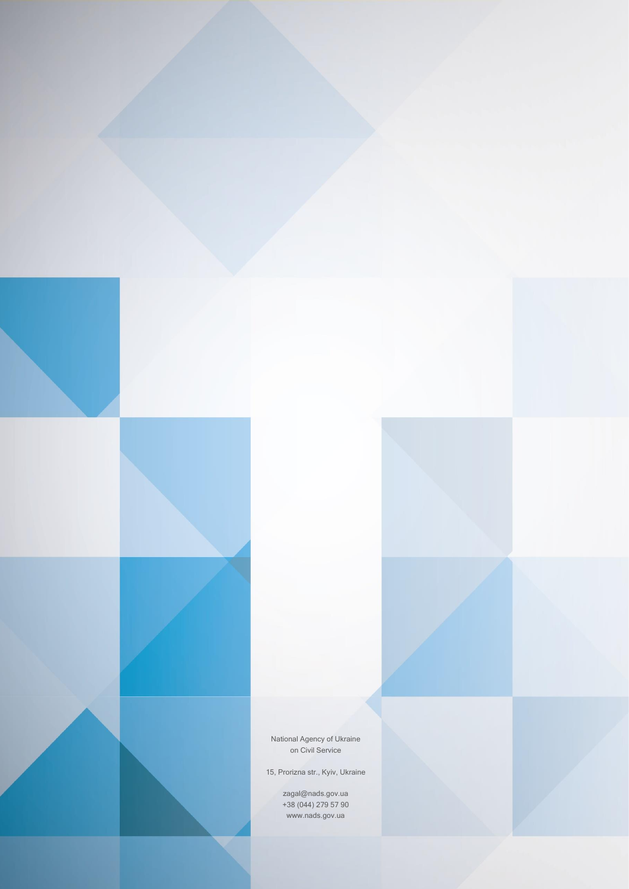National Agency of Ukraine
on Civil Service

15, Prorizna str., Kyiv, Ukraine

zagal@nads.gov.ua
+38 (044) 279 57 90
www.nads.gov.ua